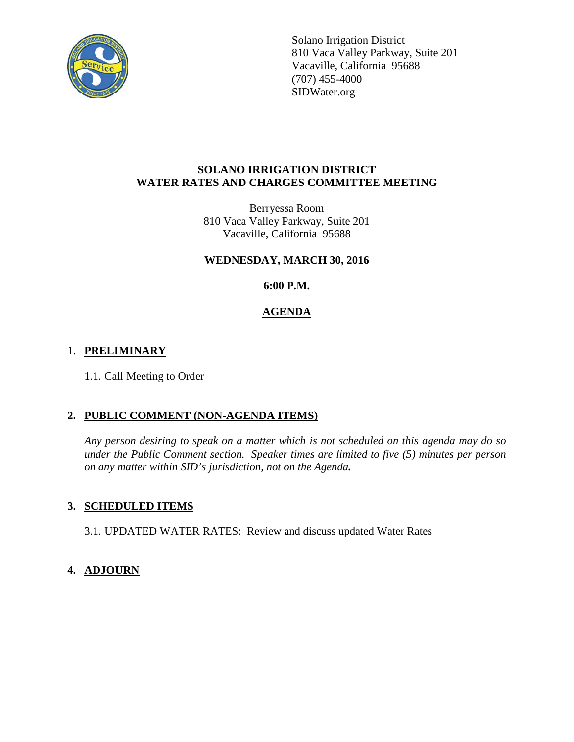Solano Irrigation District
810 Vaca Valley Parkway, Suite 201
Vacaville, California 95688
(707) 455-4000
SIDWater.org

# SOLANO IRRIGATION DISTRICT
# WATER RATES AND CHARGES COMMITTEE MEETING

Berryessa Room
810 Vaca Valley Parkway, Suite 201
Vacaville, California 95688

**WEDNESDAY, MARCH 30, 2016**

**6:00 P.M.**

**AGENDA**

1. **PRELIMINARY**

   1.1. Call Meeting to Order

2. **PUBLIC COMMENT (NON-AGENDA ITEMS)**

   *Any person desiring to speak on a matter which is not scheduled on this agenda may do so under the Public Comment section. Speaker times are limited to five (5) minutes per person on any matter within SID's jurisdiction, not on the Agenda.*

3. **SCHEDULED ITEMS**

   3.1. UPDATED WATER RATES: Review and discuss updated Water Rates

4. **ADJOURN**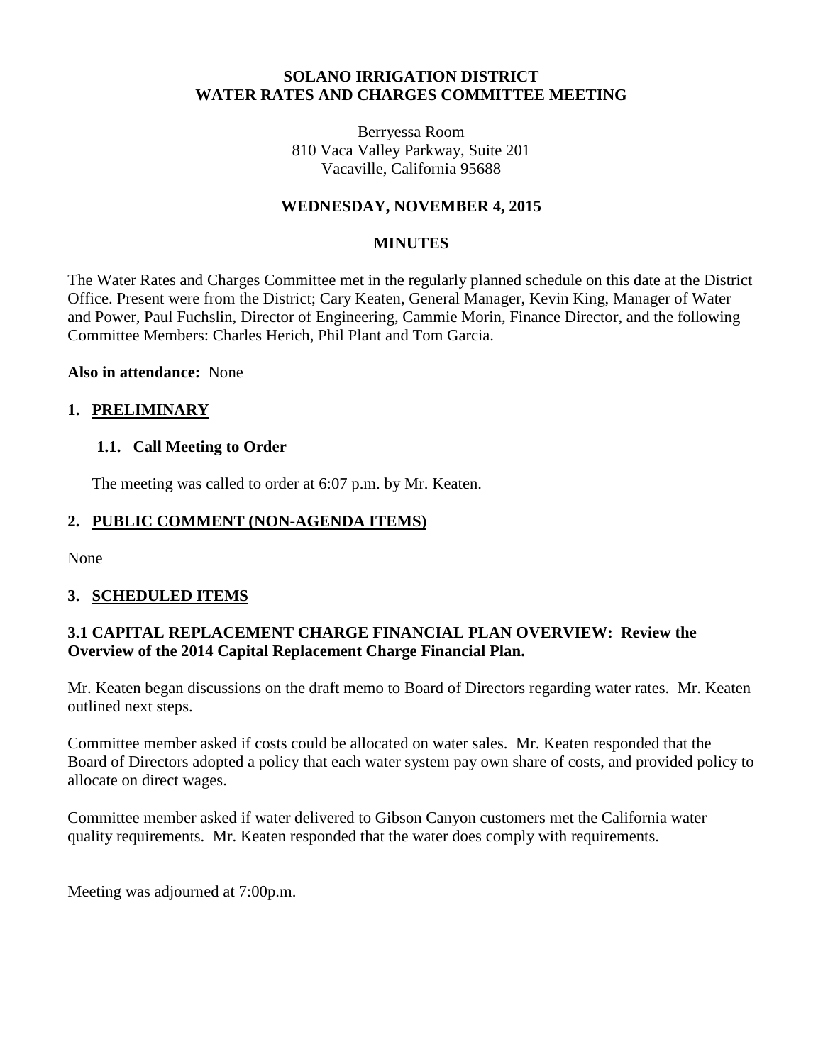# SOLANO IRRIGATION DISTRICT
# WATER RATES AND CHARGES COMMITTEE MEETING

Berryessa Room
810 Vaca Valley Parkway, Suite 201
Vacaville, California 95688

**WEDNESDAY, NOVEMBER 4, 2015**

**MINUTES**

The Water Rates and Charges Committee met in the regularly planned schedule on this date at the District Office. Present were from the District; Cary Keaten, General Manager, Kevin King, Manager of Water and Power, Paul Fuchslin, Director of Engineering, Cammie Morin, Finance Director, and the following Committee Members: Charles Herich, Phil Plant and Tom Garcia.

**Also in attendance:** None

## 1. PRELIMINARY

### 1.1. Call Meeting to Order

The meeting was called to order at 6:07 p.m. by Mr. Keaten.

## 2. PUBLIC COMMENT (NON-AGENDA ITEMS)

None

## 3. SCHEDULED ITEMS

### 3.1 CAPITAL REPLACEMENT CHARGE FINANCIAL PLAN OVERVIEW: Review the Overview of the 2014 Capital Replacement Charge Financial Plan.

Mr. Keaten began discussions on the draft memo to Board of Directors regarding water rates. Mr. Keaten outlined next steps.

Committee member asked if costs could be allocated on water sales. Mr. Keaten responded that the Board of Directors adopted a policy that each water system pay own share of costs, and provided policy to allocate on direct wages.

Committee member asked if water delivered to Gibson Canyon customers met the California water quality requirements. Mr. Keaten responded that the water does comply with requirements.

Meeting was adjourned at 7:00p.m.